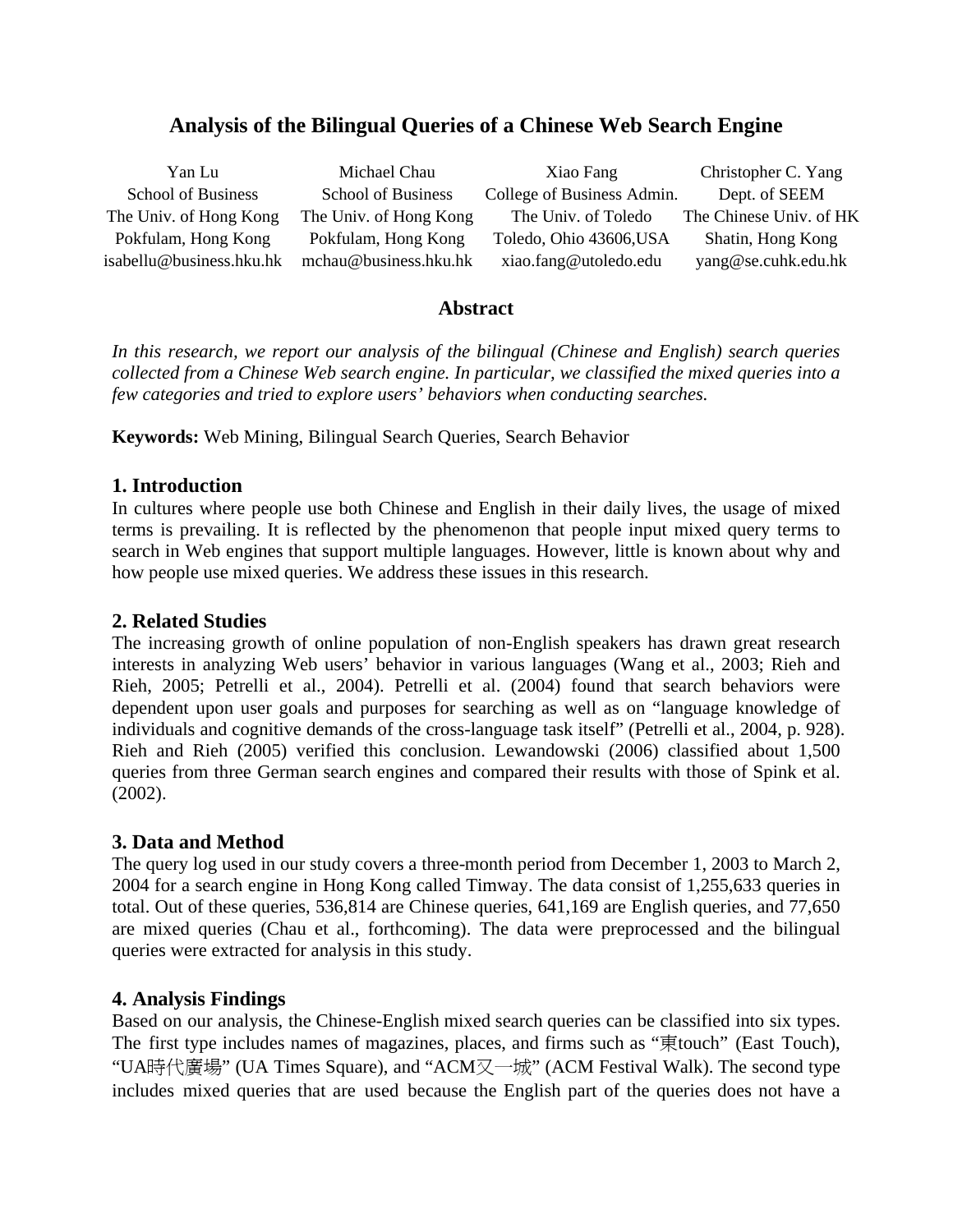# Analysis of the Bilingual Queries of a Chinese Web Search Engine

Yan Lu
School of Business
The Univ. of Hong Kong
Pokfulam, Hong Kong
isabellu@business.hku.hk

Michael Chau
School of Business
The Univ. of Hong Kong
Pokfulam, Hong Kong
mchau@business.hku.hk

Xiao Fang
College of Business Admin.
The Univ. of Toledo
Toledo, Ohio 43606,USA
xiao.fang@utoledo.edu

Christopher C. Yang
Dept. of SEEM
The Chinese Univ. of HK
Shatin, Hong Kong
yang@se.cuhk.edu.hk

## Abstract

*In this research, we report our analysis of the bilingual (Chinese and English) search queries collected from a Chinese Web search engine. In particular, we classified the mixed queries into a few categories and tried to explore users' behaviors when conducting searches.*

**Keywords:** Web Mining, Bilingual Search Queries, Search Behavior

## 1. Introduction

In cultures where people use both Chinese and English in their daily lives, the usage of mixed terms is prevailing. It is reflected by the phenomenon that people input mixed query terms to search in Web engines that support multiple languages. However, little is known about why and how people use mixed queries. We address these issues in this research.

## 2. Related Studies

The increasing growth of online population of non-English speakers has drawn great research interests in analyzing Web users' behavior in various languages (Wang et al., 2003; Rieh and Rieh, 2005; Petrelli et al., 2004). Petrelli et al. (2004) found that search behaviors were dependent upon user goals and purposes for searching as well as on "language knowledge of individuals and cognitive demands of the cross-language task itself" (Petrelli et al., 2004, p. 928). Rieh and Rieh (2005) verified this conclusion. Lewandowski (2006) classified about 1,500 queries from three German search engines and compared their results with those of Spink et al. (2002).

## 3. Data and Method

The query log used in our study covers a three-month period from December 1, 2003 to March 2, 2004 for a search engine in Hong Kong called Timway. The data consist of 1,255,633 queries in total. Out of these queries, 536,814 are Chinese queries, 641,169 are English queries, and 77,650 are mixed queries (Chau et al., forthcoming). The data were preprocessed and the bilingual queries were extracted for analysis in this study.

## 4. Analysis Findings

Based on our analysis, the Chinese-English mixed search queries can be classified into six types. The first type includes names of magazines, places, and firms such as "東touch" (East Touch), "UA時代廣場" (UA Times Square), and "ACM又一城" (ACM Festival Walk). The second type includes mixed queries that are used because the English part of the queries does not have a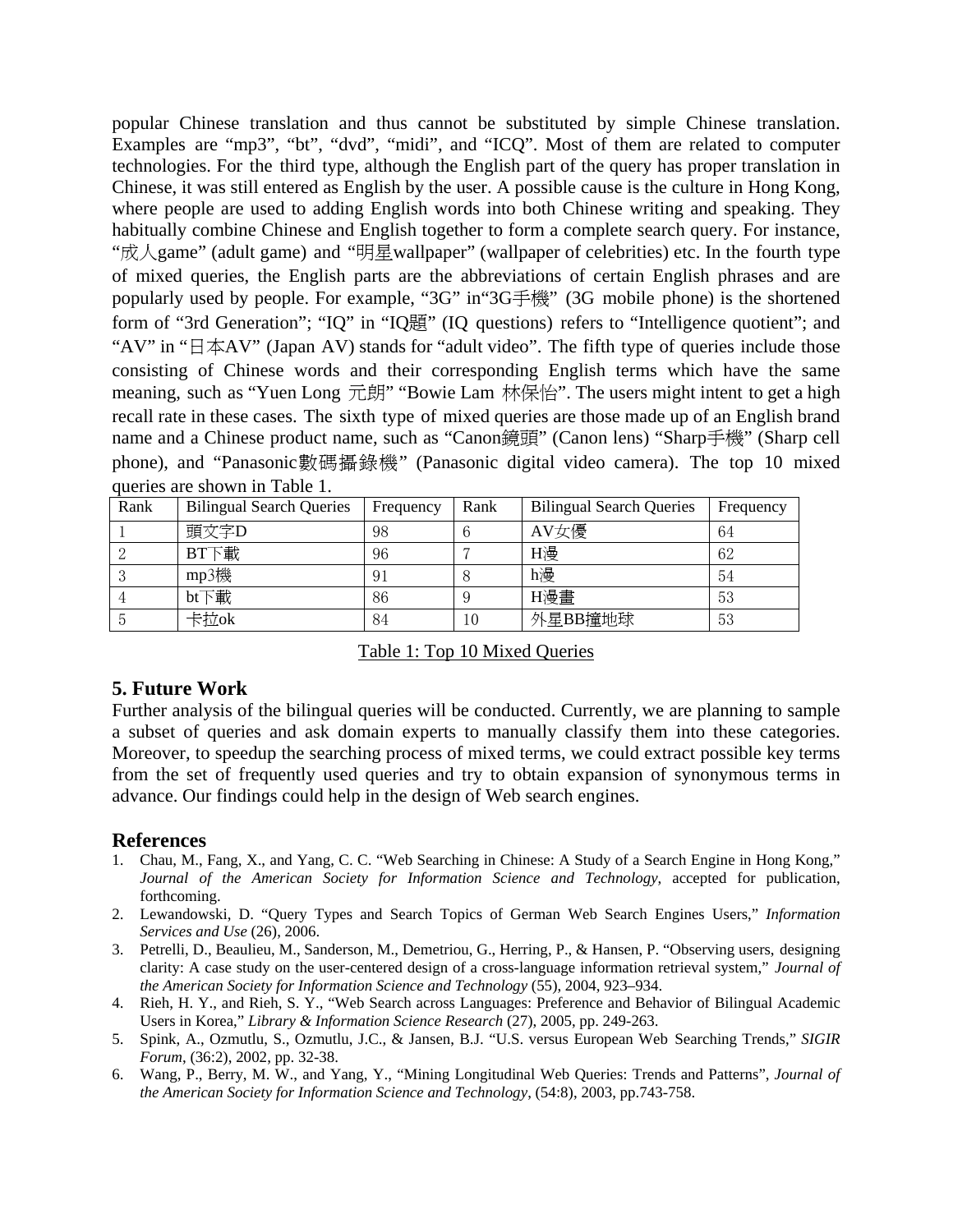popular Chinese translation and thus cannot be substituted by simple Chinese translation. Examples are “mp3”, “bt”, “dvd”, “midi”, and “ICQ”. Most of them are related to computer technologies. For the third type, although the English part of the query has proper translation in Chinese, it was still entered as English by the user. A possible cause is the culture in Hong Kong, where people are used to adding English words into both Chinese writing and speaking. They habitually combine Chinese and English together to form a complete search query. For instance, “成人game” (adult game) and “明星wallpaper” (wallpaper of celebrities) etc. In the fourth type of mixed queries, the English parts are the abbreviations of certain English phrases and are popularly used by people. For example, “3G” in“3G手機” (3G mobile phone) is the shortened form of “3rd Generation”; “IQ” in “IQ題” (IQ questions) refers to “Intelligence quotient”; and “AV” in “日本AV” (Japan AV) stands for “adult video”. The fifth type of queries include those consisting of Chinese words and their corresponding English terms which have the same meaning, such as “Yuen Long 元朗” “Bowie Lam 林保怡”. The users might intent to get a high recall rate in these cases. The sixth type of mixed queries are those made up of an English brand name and a Chinese product name, such as “Canon鏡頭” (Canon lens) “Sharp手機” (Sharp cell phone), and “Panasonic數碼攝錄機” (Panasonic digital video camera). The top 10 mixed queries are shown in Table 1.

| Rank | Bilingual Search Queries | Frequency | Rank | Bilingual Search Queries | Frequency |
|---|---|---|---|---|---|
| 1 | 頭文字D | 98 | 6 | AV女優 | 64 |
| 2 | BT下載 | 96 | 7 | H漫 | 62 |
| 3 | mp3機 | 91 | 8 | h漫 | 54 |
| 4 | bt下載 | 86 | 9 | H漫畫 | 53 |
| 5 | 卡拉ok | 84 | 10 | 外星BB撞地球 | 53 |

Table 1: Top 10 Mixed Queries

## 5. Future Work

Further analysis of the bilingual queries will be conducted. Currently, we are planning to sample a subset of queries and ask domain experts to manually classify them into these categories. Moreover, to speedup the searching process of mixed terms, we could extract possible key terms from the set of frequently used queries and try to obtain expansion of synonymous terms in advance. Our findings could help in the design of Web search engines.

## References

1. Chau, M., Fang, X., and Yang, C. C. “Web Searching in Chinese: A Study of a Search Engine in Hong Kong,” *Journal of the American Society for Information Science and Technology*, accepted for publication, forthcoming.
2. Lewandowski, D. “Query Types and Search Topics of German Web Search Engines Users,” *Information Services and Use* (26), 2006.
3. Petrelli, D., Beaulieu, M., Sanderson, M., Demetriou, G., Herring, P., & Hansen, P. “Observing users, designing clarity: A case study on the user-centered design of a cross-language information retrieval system,” *Journal of the American Society for Information Science and Technology* (55), 2004, 923–934.
4. Rieh, H. Y., and Rieh, S. Y., “Web Search across Languages: Preference and Behavior of Bilingual Academic Users in Korea,” *Library & Information Science Research* (27), 2005, pp. 249-263.
5. Spink, A., Ozmutlu, S., Ozmutlu, J.C., & Jansen, B.J. “U.S. versus European Web Searching Trends,” *SIGIR Forum*, (36:2), 2002, pp. 32-38.
6. Wang, P., Berry, M. W., and Yang, Y., “Mining Longitudinal Web Queries: Trends and Patterns”, *Journal of the American Society for Information Science and Technology*, (54:8), 2003, pp.743-758.